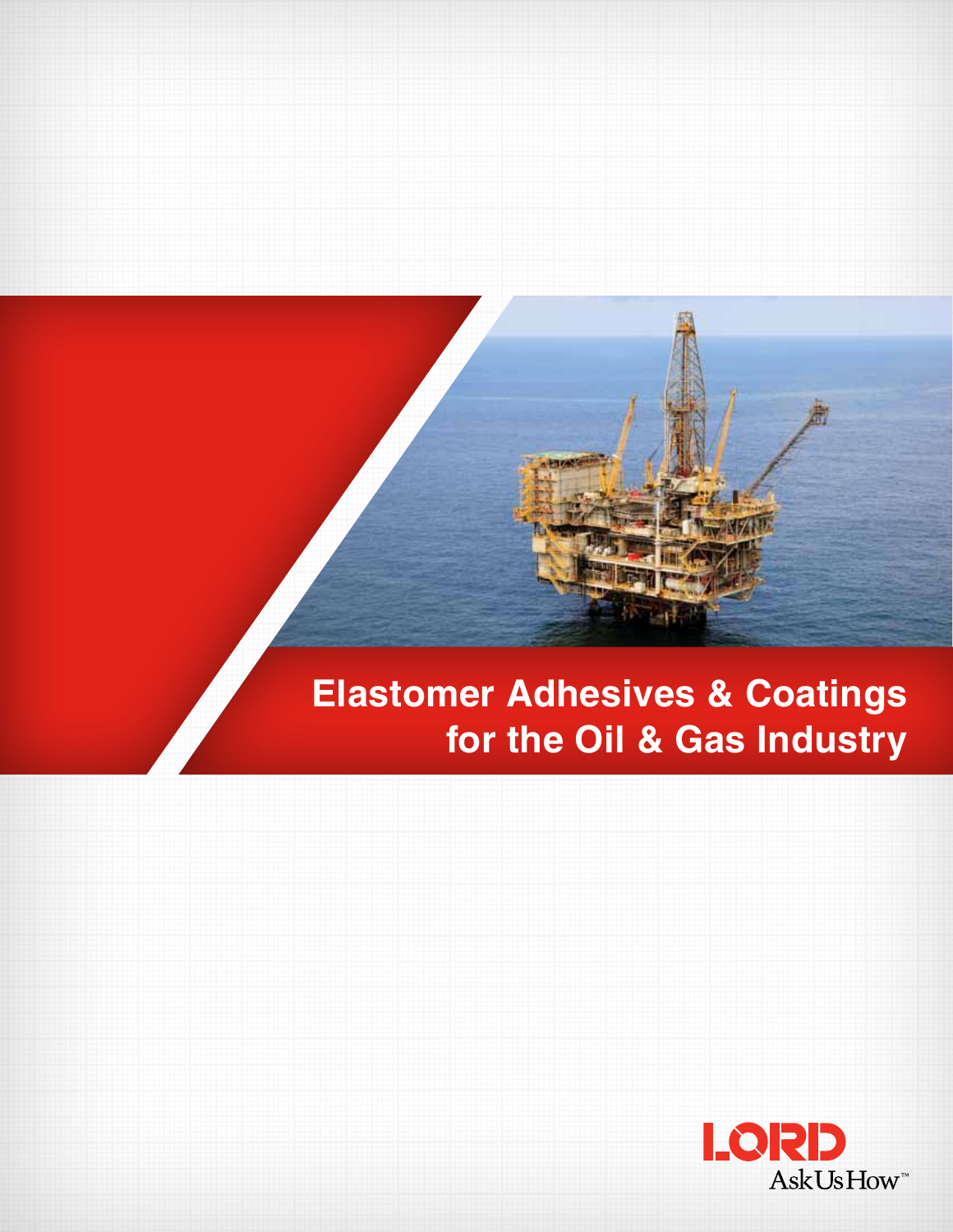# Elastomer Adhesives & Coatings for the Oil & Gas Industry

LORD

Ask Us How™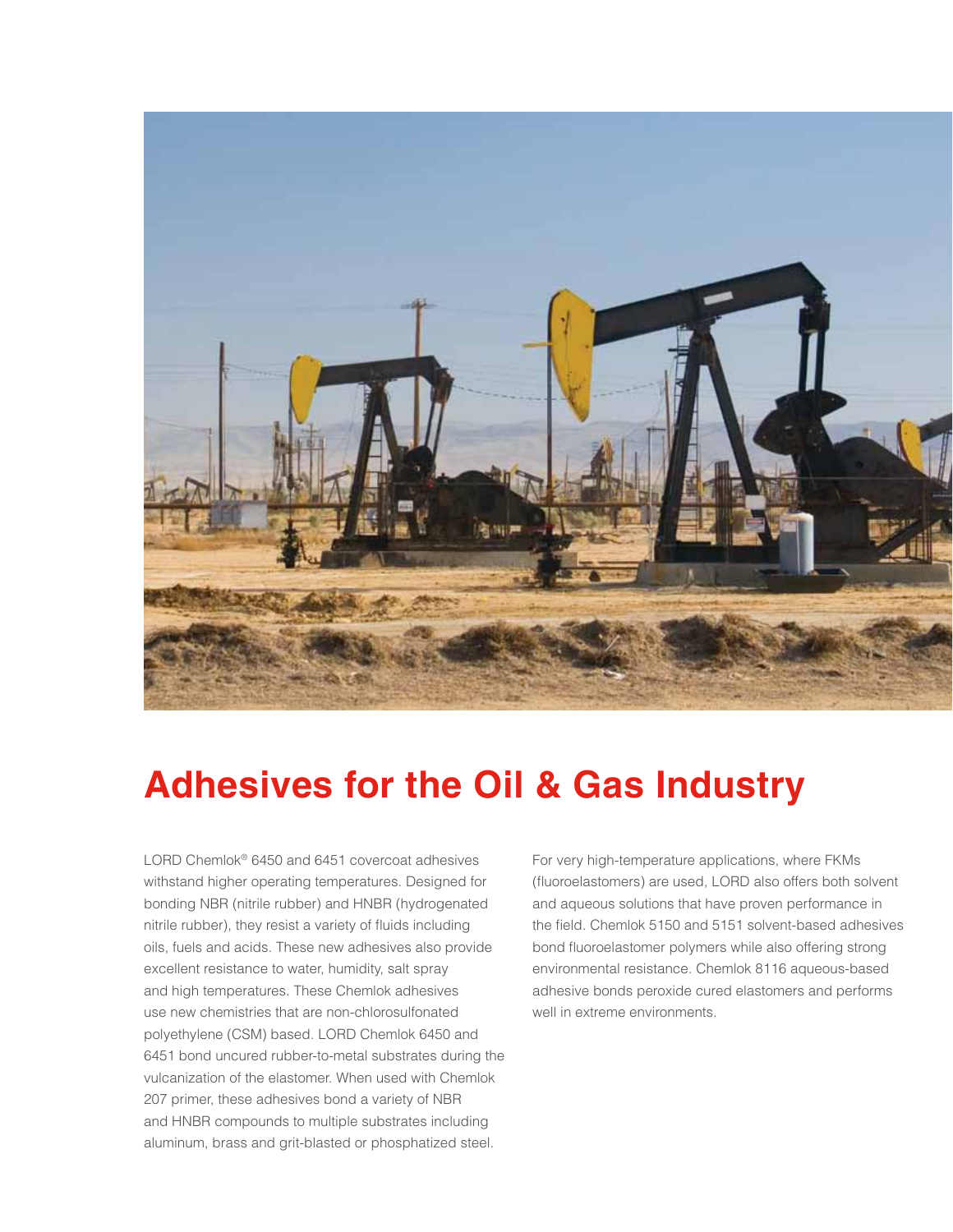# Adhesives for the Oil & Gas Industry

LORD Chemlok® 6450 and 6451 covercoat adhesives withstand higher operating temperatures. Designed for bonding NBR (nitrile rubber) and HNBR (hydrogenated nitrile rubber), they resist a variety of fluids including oils, fuels and acids. These new adhesives also provide excellent resistance to water, humidity, salt spray and high temperatures. These Chemlok adhesives use new chemistries that are non-chlorosulfonated polyethylene (CSM) based. LORD Chemlok 6450 and 6451 bond uncured rubber-to-metal substrates during the vulcanization of the elastomer. When used with Chemlok 207 primer, these adhesives bond a variety of NBR and HNBR compounds to multiple substrates including aluminum, brass and grit-blasted or phosphatized steel.

For very high-temperature applications, where FKMs (fluoroelastomers) are used, LORD also offers both solvent and aqueous solutions that have proven performance in the field. Chemlok 5150 and 5151 solvent-based adhesives bond fluoroelastomer polymers while also offering strong environmental resistance. Chemlok 8116 aqueous-based adhesive bonds peroxide cured elastomers and performs well in extreme environments.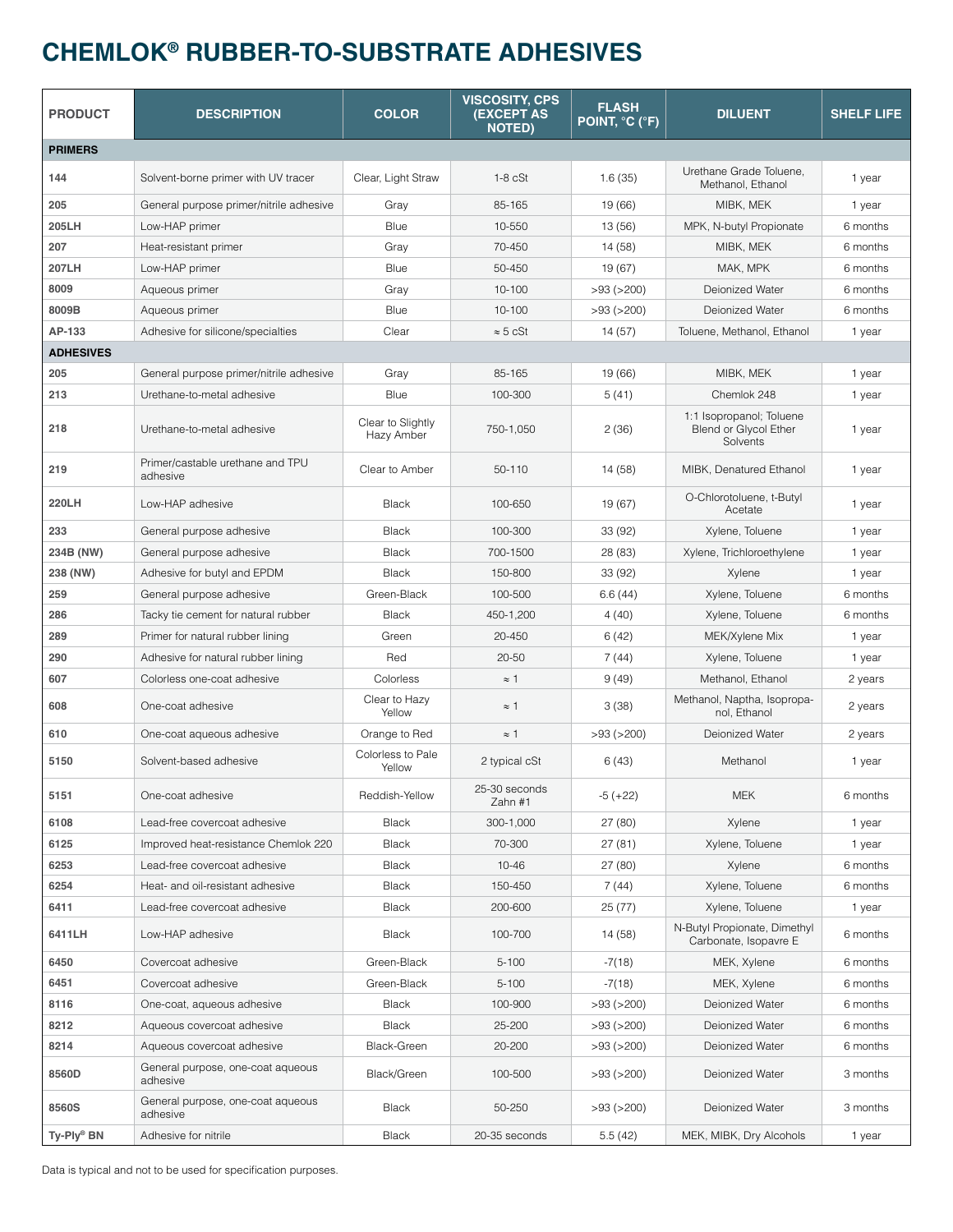# CHEMLOK® RUBBER-TO-SUBSTRATE ADHESIVES

| PRODUCT | DESCRIPTION | COLOR | VISCOSITY, CPS (EXCEPT AS NOTED) | FLASH POINT, °C (°F) | DILUENT | SHELF LIFE |
|---|---|---|---|---|---|---|
| **PRIMERS** | | | | | | |
| **144** | Solvent-borne primer with UV tracer | Clear, Light Straw | 1-8 cSt | 1.6 (35) | Urethane Grade Toluene, Methanol, Ethanol | 1 year |
| **205** | General purpose primer/nitrile adhesive | Gray | 85-165 | 19 (66) | MIBK, MEK | 1 year |
| **205LH** | Low-HAP primer | Blue | 10-550 | 13 (56) | MPK, N-butyl Propionate | 6 months |
| **207** | Heat-resistant primer | Gray | 70-450 | 14 (58) | MIBK, MEK | 6 months |
| **207LH** | Low-HAP primer | Blue | 50-450 | 19 (67) | MAK, MPK | 6 months |
| **8009** | Aqueous primer | Gray | 10-100 | >93 (>200) | Deionized Water | 6 months |
| **8009B** | Aqueous primer | Blue | 10-100 | >93 (>200) | Deionized Water | 6 months |
| **AP-133** | Adhesive for silicone/specialties | Clear | ≈ 5 cSt | 14 (57) | Toluene, Methanol, Ethanol | 1 year |
| **ADHESIVES** | | | | | | |
| **205** | General purpose primer/nitrile adhesive | Gray | 85-165 | 19 (66) | MIBK, MEK | 1 year |
| **213** | Urethane-to-metal adhesive | Blue | 100-300 | 5 (41) | Chemlok 248 | 1 year |
| **218** | Urethane-to-metal adhesive | Clear to Slightly Hazy Amber | 750-1,050 | 2 (36) | 1:1 Isopropanol; Toluene Blend or Glycol Ether Solvents | 1 year |
| **219** | Primer/castable urethane and TPU adhesive | Clear to Amber | 50-110 | 14 (58) | MIBK, Denatured Ethanol | 1 year |
| **220LH** | Low-HAP adhesive | Black | 100-650 | 19 (67) | O-Chlorotoluene, t-Butyl Acetate | 1 year |
| **233** | General purpose adhesive | Black | 100-300 | 33 (92) | Xylene, Toluene | 1 year |
| **234B (NW)** | General purpose adhesive | Black | 700-1500 | 28 (83) | Xylene, Trichloroethylene | 1 year |
| **238 (NW)** | Adhesive for butyl and EPDM | Black | 150-800 | 33 (92) | Xylene | 1 year |
| **259** | General purpose adhesive | Green-Black | 100-500 | 6.6 (44) | Xylene, Toluene | 6 months |
| **286** | Tacky tie cement for natural rubber | Black | 450-1,200 | 4 (40) | Xylene, Toluene | 6 months |
| **289** | Primer for natural rubber lining | Green | 20-450 | 6 (42) | MEK/Xylene Mix | 1 year |
| **290** | Adhesive for natural rubber lining | Red | 20-50 | 7 (44) | Xylene, Toluene | 1 year |
| **607** | Colorless one-coat adhesive | Colorless | ≈ 1 | 9 (49) | Methanol, Ethanol | 2 years |
| **608** | One-coat adhesive | Clear to Hazy Yellow | ≈ 1 | 3 (38) | Methanol, Naptha, Isopropanol, Ethanol | 2 years |
| **610** | One-coat aqueous adhesive | Orange to Red | ≈ 1 | >93 (>200) | Deionized Water | 2 years |
| **5150** | Solvent-based adhesive | Colorless to Pale Yellow | 2 typical cSt | 6 (43) | Methanol | 1 year |
| **5151** | One-coat adhesive | Reddish-Yellow | 25-30 seconds Zahn #1 | -5 (+22) | MEK | 6 months |
| **6108** | Lead-free covercoat adhesive | Black | 300-1,000 | 27 (80) | Xylene | 1 year |
| **6125** | Improved heat-resistance Chemlok 220 | Black | 70-300 | 27 (81) | Xylene, Toluene | 1 year |
| **6253** | Lead-free covercoat adhesive | Black | 10-46 | 27 (80) | Xylene | 6 months |
| **6254** | Heat- and oil-resistant adhesive | Black | 150-450 | 7 (44) | Xylene, Toluene | 6 months |
| **6411** | Lead-free covercoat adhesive | Black | 200-600 | 25 (77) | Xylene, Toluene | 1 year |
| **6411LH** | Low-HAP adhesive | Black | 100-700 | 14 (58) | N-Butyl Propionate, Dimethyl Carbonate, Isopavre E | 6 months |
| **6450** | Covercoat adhesive | Green-Black | 5-100 | -7(18) | MEK, Xylene | 6 months |
| **6451** | Covercoat adhesive | Green-Black | 5-100 | -7(18) | MEK, Xylene | 6 months |
| **8116** | One-coat, aqueous adhesive | Black | 100-900 | >93 (>200) | Deionized Water | 6 months |
| **8212** | Aqueous covercoat adhesive | Black | 25-200 | >93 (>200) | Deionized Water | 6 months |
| **8214** | Aqueous covercoat adhesive | Black-Green | 20-200 | >93 (>200) | Deionized Water | 6 months |
| **8560D** | General purpose, one-coat aqueous adhesive | Black/Green | 100-500 | >93 (>200) | Deionized Water | 3 months |
| **8560S** | General purpose, one-coat aqueous adhesive | Black | 50-250 | >93 (>200) | Deionized Water | 3 months |
| **Ty-Ply® BN** | Adhesive for nitrile | Black | 20-35 seconds | 5.5 (42) | MEK, MIBK, Dry Alcohols | 1 year |

Data is typical and not to be used for specification purposes.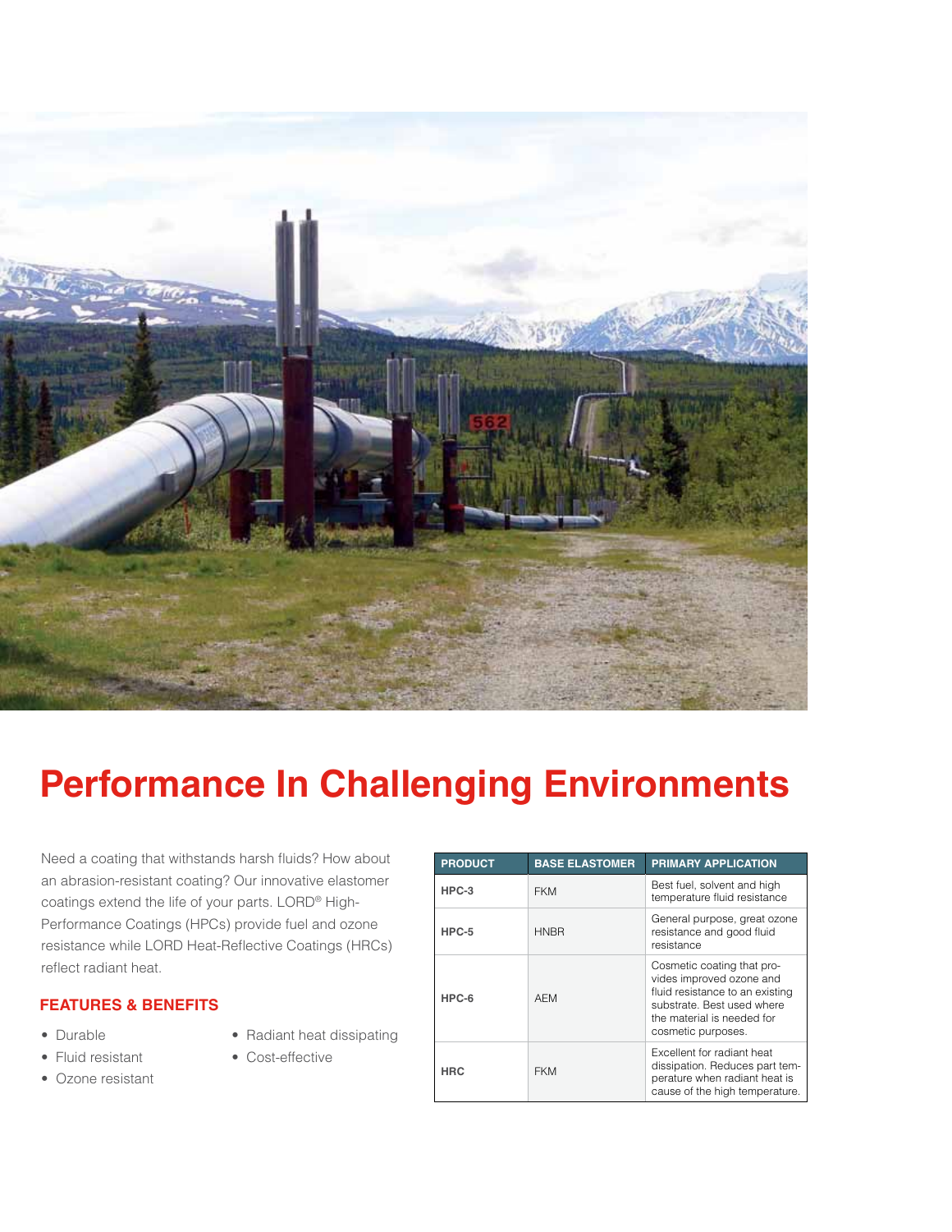# Performance In Challenging Environments

Need a coating that withstands harsh fluids? How about an abrasion-resistant coating? Our innovative elastomer coatings extend the life of your parts. LORD® High-Performance Coatings (HPCs) provide fuel and ozone resistance while LORD Heat-Reflective Coatings (HRCs) reflect radiant heat.

## FEATURES & BENEFITS

- Durable
- Fluid resistant
- Ozone resistant
- Radiant heat dissipating
- Cost-effective

| PRODUCT | BASE ELASTOMER | PRIMARY APPLICATION |
| --- | --- | --- |
| HPC-3 | FKM | Best fuel, solvent and high temperature fluid resistance |
| HPC-5 | HNBR | General purpose, great ozone resistance and good fluid resistance |
| HPC-6 | AEM | Cosmetic coating that provides improved ozone and fluid resistance to an existing substrate. Best used where the material is needed for cosmetic purposes. |
| HRC | FKM | Excellent for radiant heat dissipation. Reduces part temperature when radiant heat is cause of the high temperature. |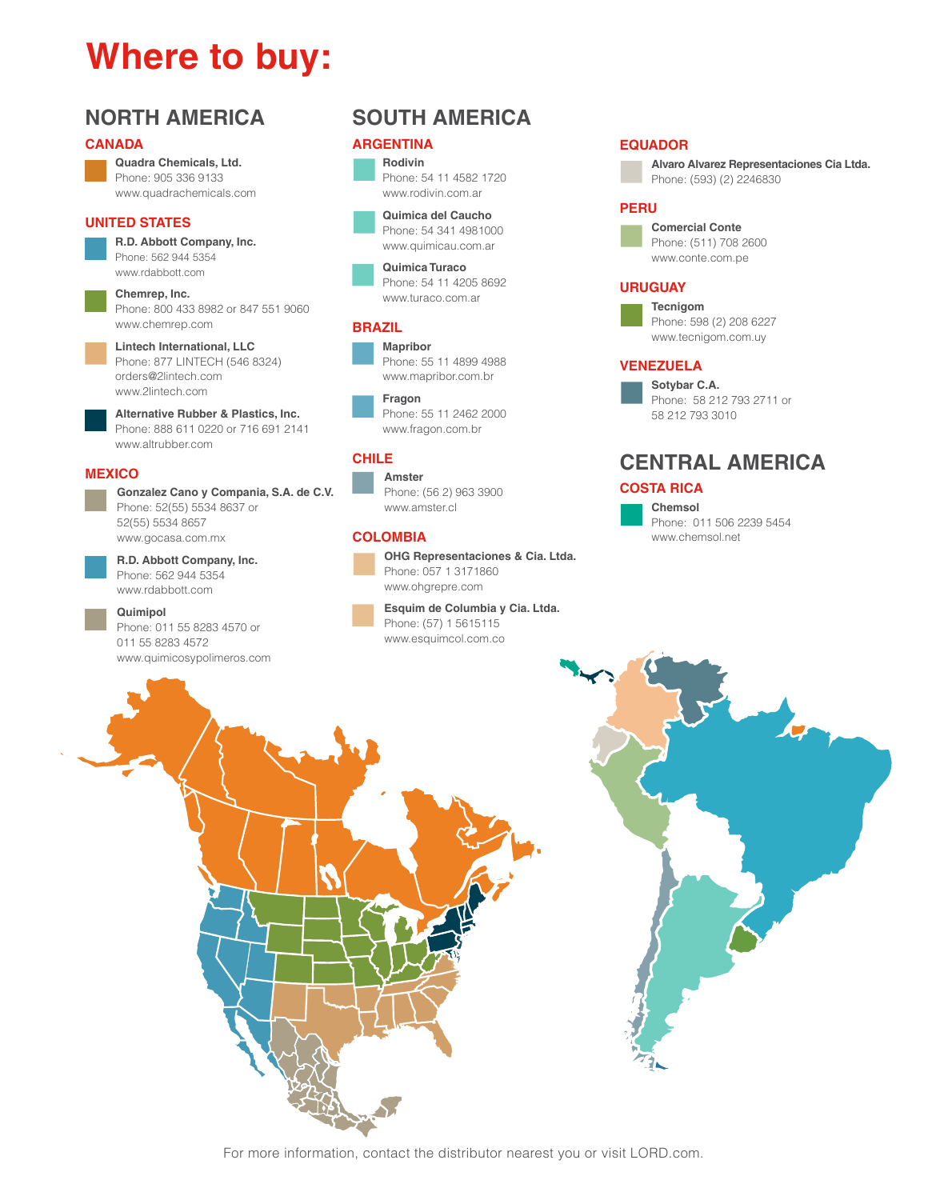# Where to buy:

## NORTH AMERICA

### CANADA

**Quadra Chemicals, Ltd.**
Phone: 905 336 9133
www.quadrachemicals.com

### UNITED STATES

**R.D. Abbott Company, Inc.**
Phone: 562 944 5354
www.rdabbott.com

**Chemrep, Inc.**
Phone: 800 433 8982 or 847 551 9060
www.chemrep.com

**Lintech International, LLC**
Phone: 877 LINTECH (546 8324)
orders@2lintech.com
www.2lintech.com

**Alternative Rubber & Plastics, Inc.**
Phone: 888 611 0220 or 716 691 2141
www.altrubber.com

### MEXICO

**Gonzalez Cano y Compania, S.A. de C.V.**
Phone: 52(55) 5534 8637 or
52(55) 5534 8657
www.gocasa.com.mx

**R.D. Abbott Company, Inc.**
Phone: 562 944 5354
www.rdabbott.com

**Quimipol**
Phone: 011 55 8283 4570 or
011 55 8283 4572
www.quimicosypolimeros.com

## SOUTH AMERICA

### ARGENTINA

**Rodivin**
Phone: 54 11 4582 1720
www.rodivin.com.ar

**Quimica del Caucho**
Phone: 54 341 4981000
www.quimicau.com.ar

**Quimica Turaco**
Phone: 54 11 4205 8692
www.turaco.com.ar

### BRAZIL

**Mapribor**
Phone: 55 11 4899 4988
www.mapribor.com.br

**Fragon**
Phone: 55 11 2462 2000
www.fragon.com.br

### CHILE

**Amster**
Phone: (56 2) 963 3900
www.amster.cl

### COLOMBIA

**OHG Representaciones & Cia. Ltda.**
Phone: 057 1 3171860
www.ohgrepre.com

**Esquim de Columbia y Cia. Ltda.**
Phone: (57) 1 5615115
www.esquimcol.com.co

### EQUADOR

**Alvaro Alvarez Representaciones Cia Ltda.**
Phone: (593) (2) 2246830

### PERU

**Comercial Conte**
Phone: (511) 708 2600
www.conte.com.pe

### URUGUAY

**Tecnigom**
Phone: 598 (2) 208 6227
www.tecnigom.com.uy

### VENEZUELA

**Sotybar C.A.**
Phone: 58 212 793 2711 or
58 212 793 3010

## CENTRAL AMERICA

### COSTA RICA

**Chemsol**
Phone: 011 506 2239 5454
www.chemsol.net

For more information, contact the distributor nearest you or visit LORD.com.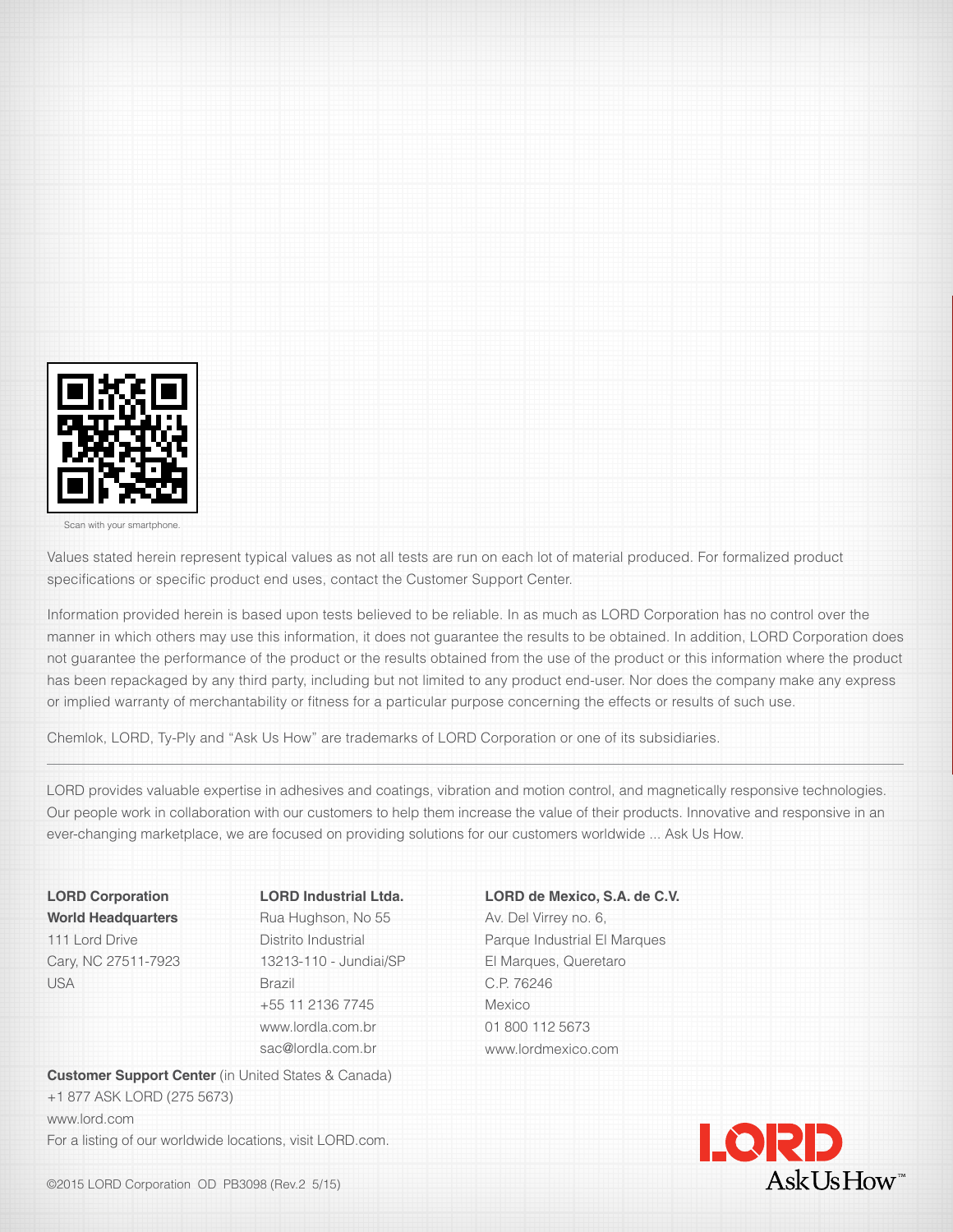Scan with your smartphone.

Values stated herein represent typical values as not all tests are run on each lot of material produced. For formalized product specifications or specific product end uses, contact the Customer Support Center.

Information provided herein is based upon tests believed to be reliable. In as much as LORD Corporation has no control over the manner in which others may use this information, it does not guarantee the results to be obtained. In addition, LORD Corporation does not guarantee the performance of the product or the results obtained from the use of the product or this information where the product has been repackaged by any third party, including but not limited to any product end-user. Nor does the company make any express or implied warranty of merchantability or fitness for a particular purpose concerning the effects or results of such use.

Chemlok, LORD, Ty-Ply and "Ask Us How" are trademarks of LORD Corporation or one of its subsidiaries.

---

LORD provides valuable expertise in adhesives and coatings, vibration and motion control, and magnetically responsive technologies. Our people work in collaboration with our customers to help them increase the value of their products. Innovative and responsive in an ever-changing marketplace, we are focused on providing solutions for our customers worldwide ... Ask Us How.

**LORD Corporation**
**World Headquarters**
111 Lord Drive
Cary, NC 27511-7923
USA

**LORD Industrial Ltda.**
Rua Hughson, No 55
Distrito Industrial
13213-110 - Jundiai/SP
Brazil
+55 11 2136 7745
www.lordla.com.br
sac@lordla.com.br

**LORD de Mexico, S.A. de C.V.**
Av. Del Virrey no. 6,
Parque Industrial El Marques
El Marques, Queretaro
C.P. 76246
Mexico
01 800 112 5673
www.lordmexico.com

**Customer Support Center** (in United States & Canada)
+1 877 ASK LORD (275 5673)
www.lord.com
For a listing of our worldwide locations, visit LORD.com.

LORD
Ask Us How™

©2015 LORD Corporation OD PB3098 (Rev.2 5/15)